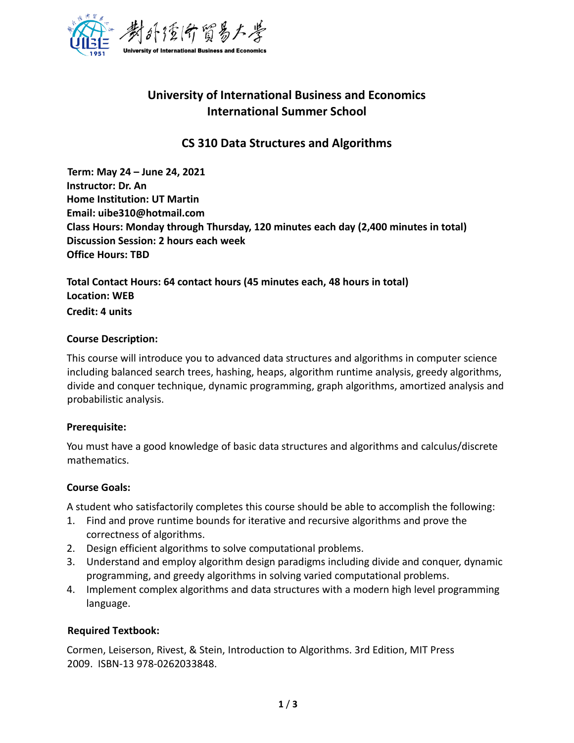對外經濟貿易大學
University of International Business and Economics

# University of International Business and Economics
# International Summer School

## CS 310 Data Structures and Algorithms

**Term: May 24 – June 24, 2021**
**Instructor: Dr. An**
**Home Institution: UT Martin**
**Email: uibe310@hotmail.com**
**Class Hours: Monday through Thursday, 120 minutes each day (2,400 minutes in total)**
**Discussion Session: 2 hours each week**
**Office Hours: TBD**

**Total Contact Hours: 64 contact hours (45 minutes each, 48 hours in total)**
**Location: WEB**
**Credit: 4 units**

### Course Description:

This course will introduce you to advanced data structures and algorithms in computer science including balanced search trees, hashing, heaps, algorithm runtime analysis, greedy algorithms, divide and conquer technique, dynamic programming, graph algorithms, amortized analysis and probabilistic analysis.

### Prerequisite:

You must have a good knowledge of basic data structures and algorithms and calculus/discrete mathematics.

### Course Goals:

A student who satisfactorily completes this course should be able to accomplish the following:

1. Find and prove runtime bounds for iterative and recursive algorithms and prove the correctness of algorithms.
2. Design efficient algorithms to solve computational problems.
3. Understand and employ algorithm design paradigms including divide and conquer, dynamic programming, and greedy algorithms in solving varied computational problems.
4. Implement complex algorithms and data structures with a modern high level programming language.

### Required Textbook:

Cormen, Leiserson, Rivest, & Stein, Introduction to Algorithms. 3rd Edition, MIT Press 2009. ISBN-13 978-0262033848.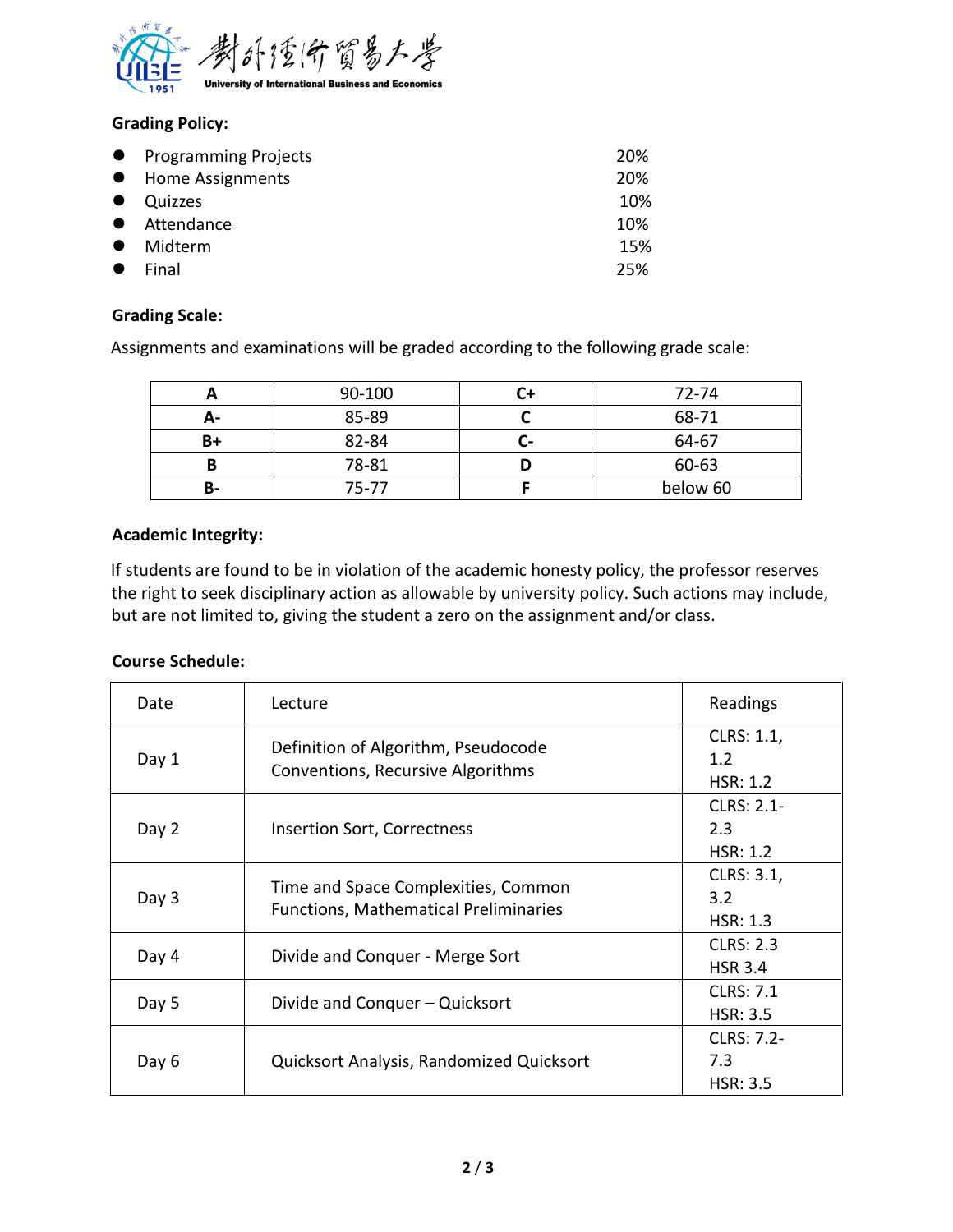**Grading Policy:**

- Programming Projects 20%
- Home Assignments 20%
- Quizzes 10%
- Attendance 10%
- Midterm 15%
- Final 25%

**Grading Scale:**

Assignments and examinations will be graded according to the following grade scale:

| A | 90-100 | C+ | 72-74 |
|---|---|---|---|
| A- | 85-89 | C | 68-71 |
| B+ | 82-84 | C- | 64-67 |
| B | 78-81 | D | 60-63 |
| B- | 75-77 | F | below 60 |

**Academic Integrity:**

If students are found to be in violation of the academic honesty policy, the professor reserves the right to seek disciplinary action as allowable by university policy. Such actions may include, but are not limited to, giving the student a zero on the assignment and/or class.

**Course Schedule:**

| Date | Lecture | Readings |
|---|---|---|
| Day 1 | Definition of Algorithm, Pseudocode Conventions, Recursive Algorithms | CLRS: 1.1, 1.2<br>HSR: 1.2 |
| Day 2 | Insertion Sort, Correctness | CLRS: 2.1-2.3<br>HSR: 1.2 |
| Day 3 | Time and Space Complexities, Common Functions, Mathematical Preliminaries | CLRS: 3.1, 3.2<br>HSR: 1.3 |
| Day 4 | Divide and Conquer - Merge Sort | CLRS: 2.3<br>HSR 3.4 |
| Day 5 | Divide and Conquer – Quicksort | CLRS: 7.1<br>HSR: 3.5 |
| Day 6 | Quicksort Analysis, Randomized Quicksort | CLRS: 7.2-7.3<br>HSR: 3.5 |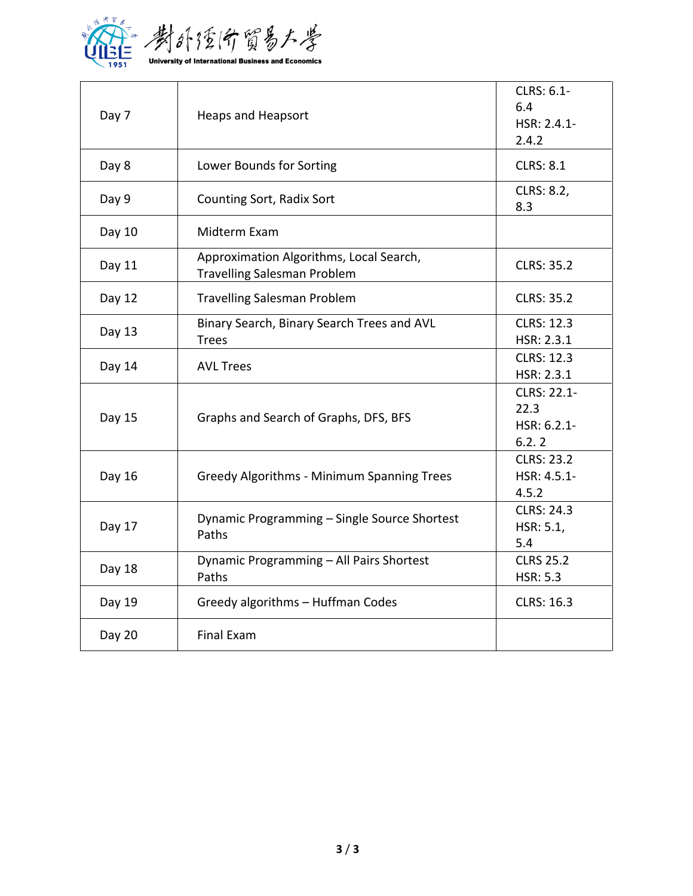| | | |
|---|---|---|
| Day 7 | Heaps and Heapsort | CLRS: 6.1-6.4<br>HSR: 2.4.1-2.4.2 |
| Day 8 | Lower Bounds for Sorting | CLRS: 8.1 |
| Day 9 | Counting Sort, Radix Sort | CLRS: 8.2, 8.3 |
| Day 10 | Midterm Exam | |
| Day 11 | Approximation Algorithms, Local Search, Travelling Salesman Problem | CLRS: 35.2 |
| Day 12 | Travelling Salesman Problem | CLRS: 35.2 |
| Day 13 | Binary Search, Binary Search Trees and AVL Trees | CLRS: 12.3<br>HSR: 2.3.1 |
| Day 14 | AVL Trees | CLRS: 12.3<br>HSR: 2.3.1 |
| Day 15 | Graphs and Search of Graphs, DFS, BFS | CLRS: 22.1-22.3<br>HSR: 6.2.1-6.2. 2 |
| Day 16 | Greedy Algorithms - Minimum Spanning Trees | CLRS: 23.2<br>HSR: 4.5.1-4.5.2 |
| Day 17 | Dynamic Programming – Single Source Shortest Paths | CLRS: 24.3<br>HSR: 5.1, 5.4 |
| Day 18 | Dynamic Programming – All Pairs Shortest Paths | CLRS 25.2<br>HSR: 5.3 |
| Day 19 | Greedy algorithms – Huffman Codes | CLRS: 16.3 |
| Day 20 | Final Exam | |